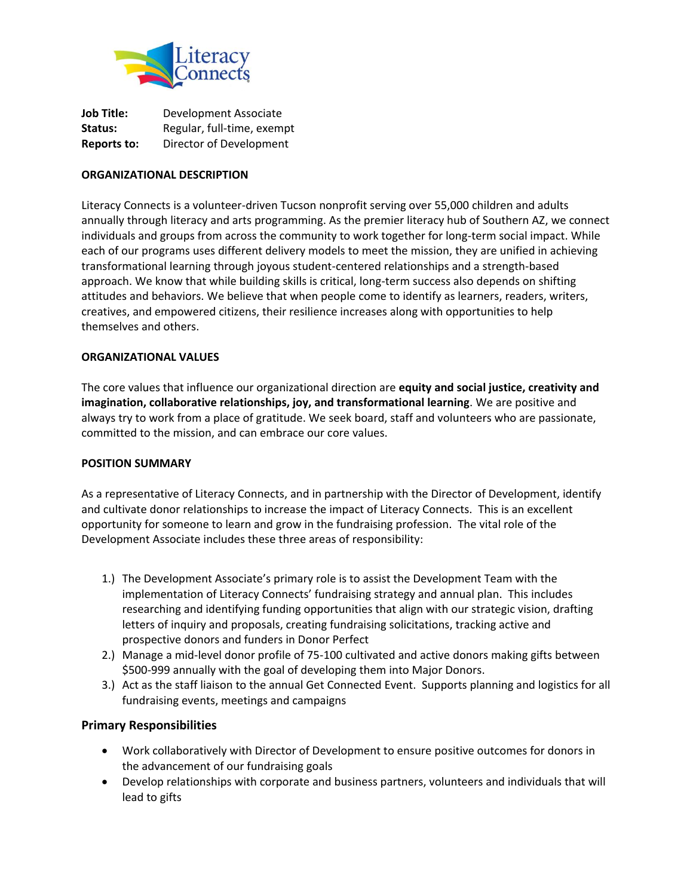**Job Title:** Development Associate
**Status:** Regular, full-time, exempt
**Reports to:** Director of Development

**ORGANIZATIONAL DESCRIPTION**

Literacy Connects is a volunteer-driven Tucson nonprofit serving over 55,000 children and adults annually through literacy and arts programming. As the premier literacy hub of Southern AZ, we connect individuals and groups from across the community to work together for long-term social impact. While each of our programs uses different delivery models to meet the mission, they are unified in achieving transformational learning through joyous student-centered relationships and a strength-based approach. We know that while building skills is critical, long-term success also depends on shifting attitudes and behaviors. We believe that when people come to identify as learners, readers, writers, creatives, and empowered citizens, their resilience increases along with opportunities to help themselves and others.

**ORGANIZATIONAL VALUES**

The core values that influence our organizational direction are **equity and social justice, creativity and imagination, collaborative relationships, joy, and transformational learning**. We are positive and always try to work from a place of gratitude. We seek board, staff and volunteers who are passionate, committed to the mission, and can embrace our core values.

**POSITION SUMMARY**

As a representative of Literacy Connects, and in partnership with the Director of Development, identify and cultivate donor relationships to increase the impact of Literacy Connects. This is an excellent opportunity for someone to learn and grow in the fundraising profession. The vital role of the Development Associate includes these three areas of responsibility:

1.) The Development Associate's primary role is to assist the Development Team with the implementation of Literacy Connects' fundraising strategy and annual plan. This includes researching and identifying funding opportunities that align with our strategic vision, drafting letters of inquiry and proposals, creating fundraising solicitations, tracking active and prospective donors and funders in Donor Perfect
2.) Manage a mid-level donor profile of 75-100 cultivated and active donors making gifts between $500-999 annually with the goal of developing them into Major Donors.
3.) Act as the staff liaison to the annual Get Connected Event. Supports planning and logistics for all fundraising events, meetings and campaigns

## Primary Responsibilities

- Work collaboratively with Director of Development to ensure positive outcomes for donors in the advancement of our fundraising goals
- Develop relationships with corporate and business partners, volunteers and individuals that will lead to gifts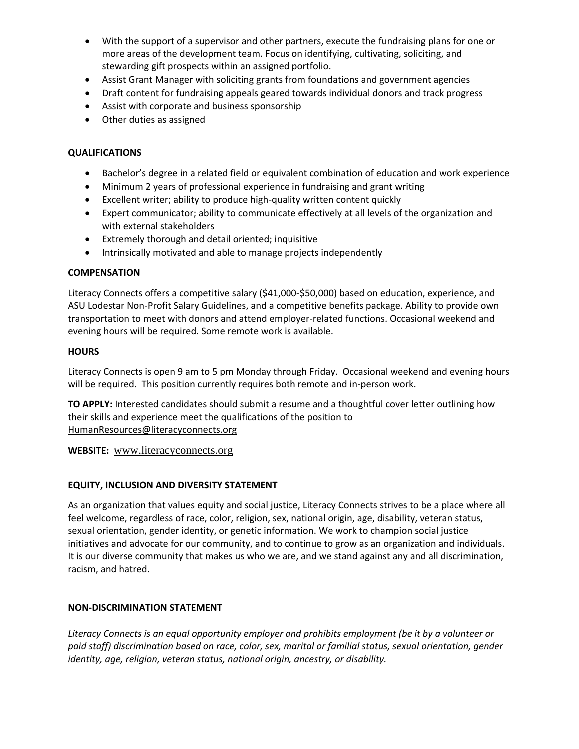- With the support of a supervisor and other partners, execute the fundraising plans for one or more areas of the development team. Focus on identifying, cultivating, soliciting, and stewarding gift prospects within an assigned portfolio.
- Assist Grant Manager with soliciting grants from foundations and government agencies
- Draft content for fundraising appeals geared towards individual donors and track progress
- Assist with corporate and business sponsorship
- Other duties as assigned

**QUALIFICATIONS**

- Bachelor's degree in a related field or equivalent combination of education and work experience
- Minimum 2 years of professional experience in fundraising and grant writing
- Excellent writer; ability to produce high-quality written content quickly
- Expert communicator; ability to communicate effectively at all levels of the organization and with external stakeholders
- Extremely thorough and detail oriented; inquisitive
- Intrinsically motivated and able to manage projects independently

**COMPENSATION**

Literacy Connects offers a competitive salary ($41,000-$50,000) based on education, experience, and ASU Lodestar Non-Profit Salary Guidelines, and a competitive benefits package. Ability to provide own transportation to meet with donors and attend employer-related functions. Occasional weekend and evening hours will be required. Some remote work is available.

**HOURS**

Literacy Connects is open 9 am to 5 pm Monday through Friday. Occasional weekend and evening hours will be required. This position currently requires both remote and in-person work.

**TO APPLY:** Interested candidates should submit a resume and a thoughtful cover letter outlining how their skills and experience meet the qualifications of the position to HumanResources@literacyconnects.org

**WEBSITE:** www.literacyconnects.org

**EQUITY, INCLUSION AND DIVERSITY STATEMENT**

As an organization that values equity and social justice, Literacy Connects strives to be a place where all feel welcome, regardless of race, color, religion, sex, national origin, age, disability, veteran status, sexual orientation, gender identity, or genetic information. We work to champion social justice initiatives and advocate for our community, and to continue to grow as an organization and individuals. It is our diverse community that makes us who we are, and we stand against any and all discrimination, racism, and hatred.

**NON-DISCRIMINATION STATEMENT**

*Literacy Connects is an equal opportunity employer and prohibits employment (be it by a volunteer or paid staff) discrimination based on race, color, sex, marital or familial status, sexual orientation, gender identity, age, religion, veteran status, national origin, ancestry, or disability.*